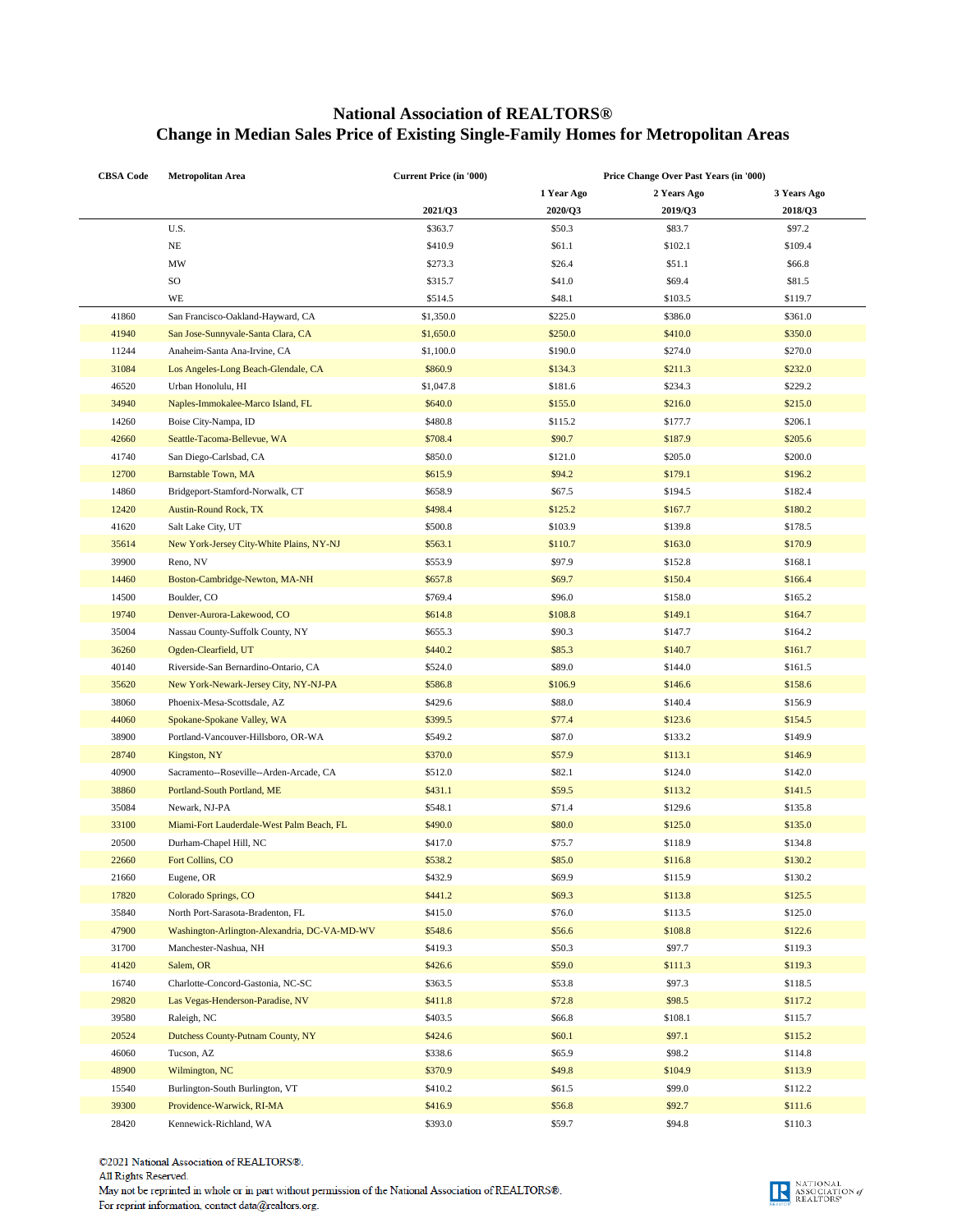# National Association of REALTORS®
## Change in Median Sales Price of Existing Single-Family Homes for Metropolitan Areas

| CBSA Code | Metropolitan Area | Current Price (in '000) | Price Change Over Past Years (in '000) | | |
|---|---|---|---|---|---|
| | | | 1 Year Ago | 2 Years Ago | 3 Years Ago |
| | | 2021/Q3 | 2020/Q3 | 2019/Q3 | 2018/Q3 |
| | U.S. | $363.7 | $50.3 | $83.7 | $97.2 |
| | NE | $410.9 | $61.1 | $102.1 | $109.4 |
| | MW | $273.3 | $26.4 | $51.1 | $66.8 |
| | SO | $315.7 | $41.0 | $69.4 | $81.5 |
| | WE | $514.5 | $48.1 | $103.5 | $119.7 |
| 41860 | San Francisco-Oakland-Hayward, CA | $1,350.0 | $225.0 | $386.0 | $361.0 |
| 41940 | San Jose-Sunnyvale-Santa Clara, CA | $1,650.0 | $250.0 | $410.0 | $350.0 |
| 11244 | Anaheim-Santa Ana-Irvine, CA | $1,100.0 | $190.0 | $274.0 | $270.0 |
| 31084 | Los Angeles-Long Beach-Glendale, CA | $860.9 | $134.3 | $211.3 | $232.0 |
| 46520 | Urban Honolulu, HI | $1,047.8 | $181.6 | $234.3 | $229.2 |
| 34940 | Naples-Immokalee-Marco Island, FL | $640.0 | $155.0 | $216.0 | $215.0 |
| 14260 | Boise City-Nampa, ID | $480.8 | $115.2 | $177.7 | $206.1 |
| 42660 | Seattle-Tacoma-Bellevue, WA | $708.4 | $90.7 | $187.9 | $205.6 |
| 41740 | San Diego-Carlsbad, CA | $850.0 | $121.0 | $205.0 | $200.0 |
| 12700 | Barnstable Town, MA | $615.9 | $94.2 | $179.1 | $196.2 |
| 14860 | Bridgeport-Stamford-Norwalk, CT | $658.9 | $67.5 | $194.5 | $182.4 |
| 12420 | Austin-Round Rock, TX | $498.4 | $125.2 | $167.7 | $180.2 |
| 41620 | Salt Lake City, UT | $500.8 | $103.9 | $139.8 | $178.5 |
| 35614 | New York-Jersey City-White Plains, NY-NJ | $563.1 | $110.7 | $163.0 | $170.9 |
| 39900 | Reno, NV | $553.9 | $97.9 | $152.8 | $168.1 |
| 14460 | Boston-Cambridge-Newton, MA-NH | $657.8 | $69.7 | $150.4 | $166.4 |
| 14500 | Boulder, CO | $769.4 | $96.0 | $158.0 | $165.2 |
| 19740 | Denver-Aurora-Lakewood, CO | $614.8 | $108.8 | $149.1 | $164.7 |
| 35004 | Nassau County-Suffolk County, NY | $655.3 | $90.3 | $147.7 | $164.2 |
| 36260 | Ogden-Clearfield, UT | $440.2 | $85.3 | $140.7 | $161.7 |
| 40140 | Riverside-San Bernardino-Ontario, CA | $524.0 | $89.0 | $144.0 | $161.5 |
| 35620 | New York-Newark-Jersey City, NY-NJ-PA | $586.8 | $106.9 | $146.6 | $158.6 |
| 38060 | Phoenix-Mesa-Scottsdale, AZ | $429.6 | $88.0 | $140.4 | $156.9 |
| 44060 | Spokane-Spokane Valley, WA | $399.5 | $77.4 | $123.6 | $154.5 |
| 38900 | Portland-Vancouver-Hillsboro, OR-WA | $549.2 | $87.0 | $133.2 | $149.9 |
| 28740 | Kingston, NY | $370.0 | $57.9 | $113.1 | $146.9 |
| 40900 | Sacramento--Roseville--Arden-Arcade, CA | $512.0 | $82.1 | $124.0 | $142.0 |
| 38860 | Portland-South Portland, ME | $431.1 | $59.5 | $113.2 | $141.5 |
| 35084 | Newark, NJ-PA | $548.1 | $71.4 | $129.6 | $135.8 |
| 33100 | Miami-Fort Lauderdale-West Palm Beach, FL | $490.0 | $80.0 | $125.0 | $135.0 |
| 20500 | Durham-Chapel Hill, NC | $417.0 | $75.7 | $118.9 | $134.8 |
| 22660 | Fort Collins, CO | $538.2 | $85.0 | $116.8 | $130.2 |
| 21660 | Eugene, OR | $432.9 | $69.9 | $115.9 | $130.2 |
| 17820 | Colorado Springs, CO | $441.2 | $69.3 | $113.8 | $125.5 |
| 35840 | North Port-Sarasota-Bradenton, FL | $415.0 | $76.0 | $113.5 | $125.0 |
| 47900 | Washington-Arlington-Alexandria, DC-VA-MD-WV | $548.6 | $56.6 | $108.8 | $122.6 |
| 31700 | Manchester-Nashua, NH | $419.3 | $50.3 | $97.7 | $119.3 |
| 41420 | Salem, OR | $426.6 | $59.0 | $111.3 | $119.3 |
| 16740 | Charlotte-Concord-Gastonia, NC-SC | $363.5 | $53.8 | $97.3 | $118.5 |
| 29820 | Las Vegas-Henderson-Paradise, NV | $411.8 | $72.8 | $98.5 | $117.2 |
| 39580 | Raleigh, NC | $403.5 | $66.8 | $108.1 | $115.7 |
| 20524 | Dutchess County-Putnam County, NY | $424.6 | $60.1 | $97.1 | $115.2 |
| 46060 | Tucson, AZ | $338.6 | $65.9 | $98.2 | $114.8 |
| 48900 | Wilmington, NC | $370.9 | $49.8 | $104.9 | $113.9 |
| 15540 | Burlington-South Burlington, VT | $410.2 | $61.5 | $99.0 | $112.2 |
| 39300 | Providence-Warwick, RI-MA | $416.9 | $56.8 | $92.7 | $111.6 |
| 28420 | Kennewick-Richland, WA | $393.0 | $59.7 | $94.8 | $110.3 |

©2021 National Association of REALTORS®.
All Rights Reserved.
May not be reprinted in whole or in part without permission of the National Association of REALTORS®.
For reprint information, contact data@realtors.org.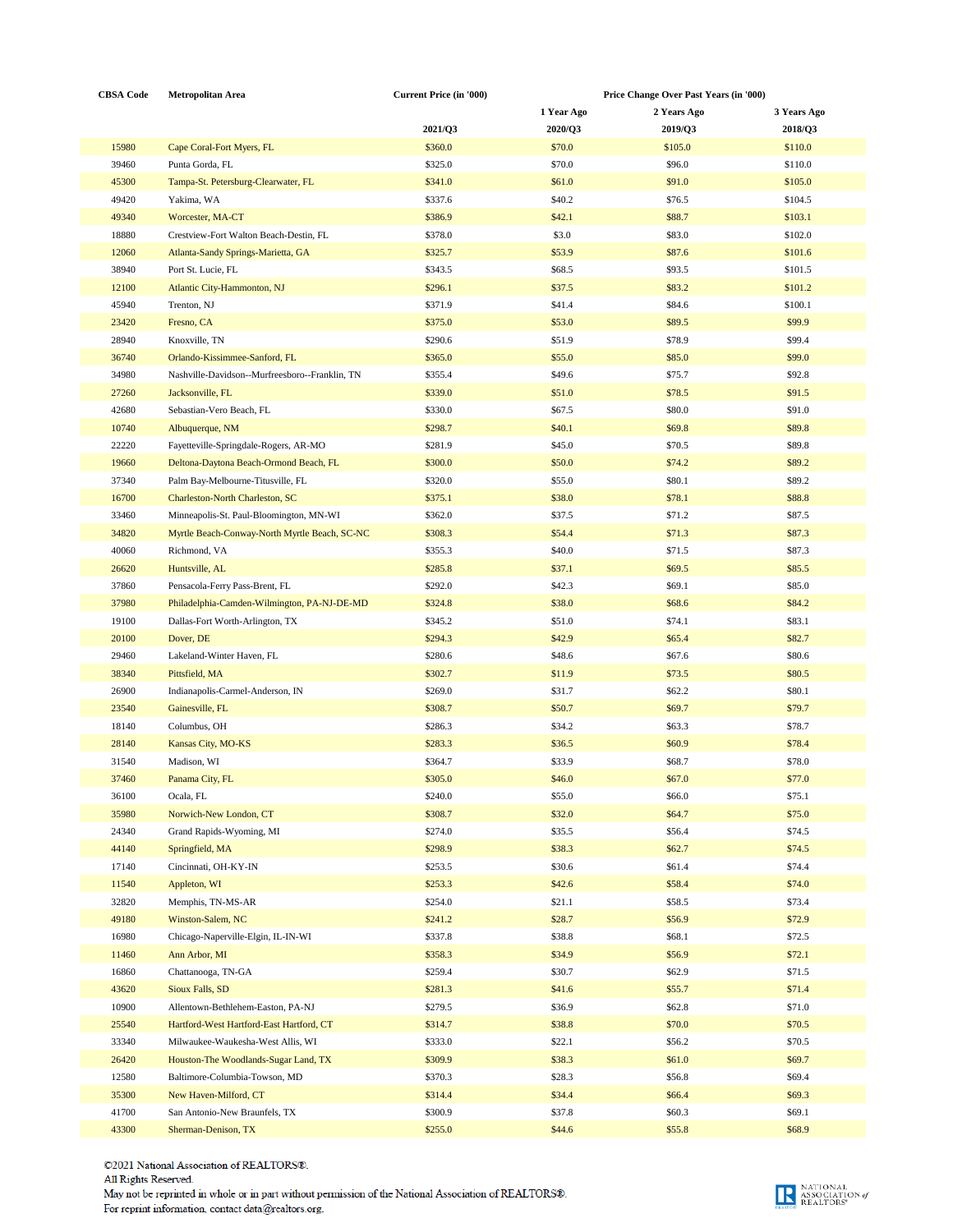| CBSA Code | Metropolitan Area | Current Price (in '000) | Price Change Over Past Years (in '000) | | |
|---|---|---|---|---|---|
| | | | 1 Year Ago | 2 Years Ago | 3 Years Ago |
| | | 2021/Q3 | 2020/Q3 | 2019/Q3 | 2018/Q3 |
| 15980 | Cape Coral-Fort Myers, FL | $360.0 | $70.0 | $105.0 | $110.0 |
| 39460 | Punta Gorda, FL | $325.0 | $70.0 | $96.0 | $110.0 |
| 45300 | Tampa-St. Petersburg-Clearwater, FL | $341.0 | $61.0 | $91.0 | $105.0 |
| 49420 | Yakima, WA | $337.6 | $40.2 | $76.5 | $104.5 |
| 49340 | Worcester, MA-CT | $386.9 | $42.1 | $88.7 | $103.1 |
| 18880 | Crestview-Fort Walton Beach-Destin, FL | $378.0 | $3.0 | $83.0 | $102.0 |
| 12060 | Atlanta-Sandy Springs-Marietta, GA | $325.7 | $53.9 | $87.6 | $101.6 |
| 38940 | Port St. Lucie, FL | $343.5 | $68.5 | $93.5 | $101.5 |
| 12100 | Atlantic City-Hammonton, NJ | $296.1 | $37.5 | $83.2 | $101.2 |
| 45940 | Trenton, NJ | $371.9 | $41.4 | $84.6 | $100.1 |
| 23420 | Fresno, CA | $375.0 | $53.0 | $89.5 | $99.9 |
| 28940 | Knoxville, TN | $290.6 | $51.9 | $78.9 | $99.4 |
| 36740 | Orlando-Kissimmee-Sanford, FL | $365.0 | $55.0 | $85.0 | $99.0 |
| 34980 | Nashville-Davidson--Murfreesboro--Franklin, TN | $355.4 | $49.6 | $75.7 | $92.8 |
| 27260 | Jacksonville, FL | $339.0 | $51.0 | $78.5 | $91.5 |
| 42680 | Sebastian-Vero Beach, FL | $330.0 | $67.5 | $80.0 | $91.0 |
| 10740 | Albuquerque, NM | $298.7 | $40.1 | $69.8 | $89.8 |
| 22220 | Fayetteville-Springdale-Rogers, AR-MO | $281.9 | $45.0 | $70.5 | $89.8 |
| 19660 | Deltona-Daytona Beach-Ormond Beach, FL | $300.0 | $50.0 | $74.2 | $89.2 |
| 37340 | Palm Bay-Melbourne-Titusville, FL | $320.0 | $55.0 | $80.1 | $89.2 |
| 16700 | Charleston-North Charleston, SC | $375.1 | $38.0 | $78.1 | $88.8 |
| 33460 | Minneapolis-St. Paul-Bloomington, MN-WI | $362.0 | $37.5 | $71.2 | $87.5 |
| 34820 | Myrtle Beach-Conway-North Myrtle Beach, SC-NC | $308.3 | $54.4 | $71.3 | $87.3 |
| 40060 | Richmond, VA | $355.3 | $40.0 | $71.5 | $87.3 |
| 26620 | Huntsville, AL | $285.8 | $37.1 | $69.5 | $85.5 |
| 37860 | Pensacola-Ferry Pass-Brent, FL | $292.0 | $42.3 | $69.1 | $85.0 |
| 37980 | Philadelphia-Camden-Wilmington, PA-NJ-DE-MD | $324.8 | $38.0 | $68.6 | $84.2 |
| 19100 | Dallas-Fort Worth-Arlington, TX | $345.2 | $51.0 | $74.1 | $83.1 |
| 20100 | Dover, DE | $294.3 | $42.9 | $65.4 | $82.7 |
| 29460 | Lakeland-Winter Haven, FL | $280.6 | $48.6 | $67.6 | $80.6 |
| 38340 | Pittsfield, MA | $302.7 | $11.9 | $73.5 | $80.5 |
| 26900 | Indianapolis-Carmel-Anderson, IN | $269.0 | $31.7 | $62.2 | $80.1 |
| 23540 | Gainesville, FL | $308.7 | $50.7 | $69.7 | $79.7 |
| 18140 | Columbus, OH | $286.3 | $34.2 | $63.3 | $78.7 |
| 28140 | Kansas City, MO-KS | $283.3 | $36.5 | $60.9 | $78.4 |
| 31540 | Madison, WI | $364.7 | $33.9 | $68.7 | $78.0 |
| 37460 | Panama City, FL | $305.0 | $46.0 | $67.0 | $77.0 |
| 36100 | Ocala, FL | $240.0 | $55.0 | $66.0 | $75.1 |
| 35980 | Norwich-New London, CT | $308.7 | $32.0 | $64.7 | $75.0 |
| 24340 | Grand Rapids-Wyoming, MI | $274.0 | $35.5 | $56.4 | $74.5 |
| 44140 | Springfield, MA | $298.9 | $38.3 | $62.7 | $74.5 |
| 17140 | Cincinnati, OH-KY-IN | $253.5 | $30.6 | $61.4 | $74.4 |
| 11540 | Appleton, WI | $253.3 | $42.6 | $58.4 | $74.0 |
| 32820 | Memphis, TN-MS-AR | $254.0 | $21.1 | $58.5 | $73.4 |
| 49180 | Winston-Salem, NC | $241.2 | $28.7 | $56.9 | $72.9 |
| 16980 | Chicago-Naperville-Elgin, IL-IN-WI | $337.8 | $38.8 | $68.1 | $72.5 |
| 11460 | Ann Arbor, MI | $358.3 | $34.9 | $56.9 | $72.1 |
| 16860 | Chattanooga, TN-GA | $259.4 | $30.7 | $62.9 | $71.5 |
| 43620 | Sioux Falls, SD | $281.3 | $41.6 | $55.7 | $71.4 |
| 10900 | Allentown-Bethlehem-Easton, PA-NJ | $279.5 | $36.9 | $62.8 | $71.0 |
| 25540 | Hartford-West Hartford-East Hartford, CT | $314.7 | $38.8 | $70.0 | $70.5 |
| 33340 | Milwaukee-Waukesha-West Allis, WI | $333.0 | $22.1 | $56.2 | $70.5 |
| 26420 | Houston-The Woodlands-Sugar Land, TX | $309.9 | $38.3 | $61.0 | $69.7 |
| 12580 | Baltimore-Columbia-Towson, MD | $370.3 | $28.3 | $56.8 | $69.4 |
| 35300 | New Haven-Milford, CT | $314.4 | $34.4 | $66.4 | $69.3 |
| 41700 | San Antonio-New Braunfels, TX | $300.9 | $37.8 | $60.3 | $69.1 |
| 43300 | Sherman-Denison, TX | $255.0 | $44.6 | $55.8 | $68.9 |

©2021 National Association of REALTORS®.
All Rights Reserved.
May not be reprinted in whole or in part without permission of the National Association of REALTORS®.
For reprint information, contact data@realtors.org.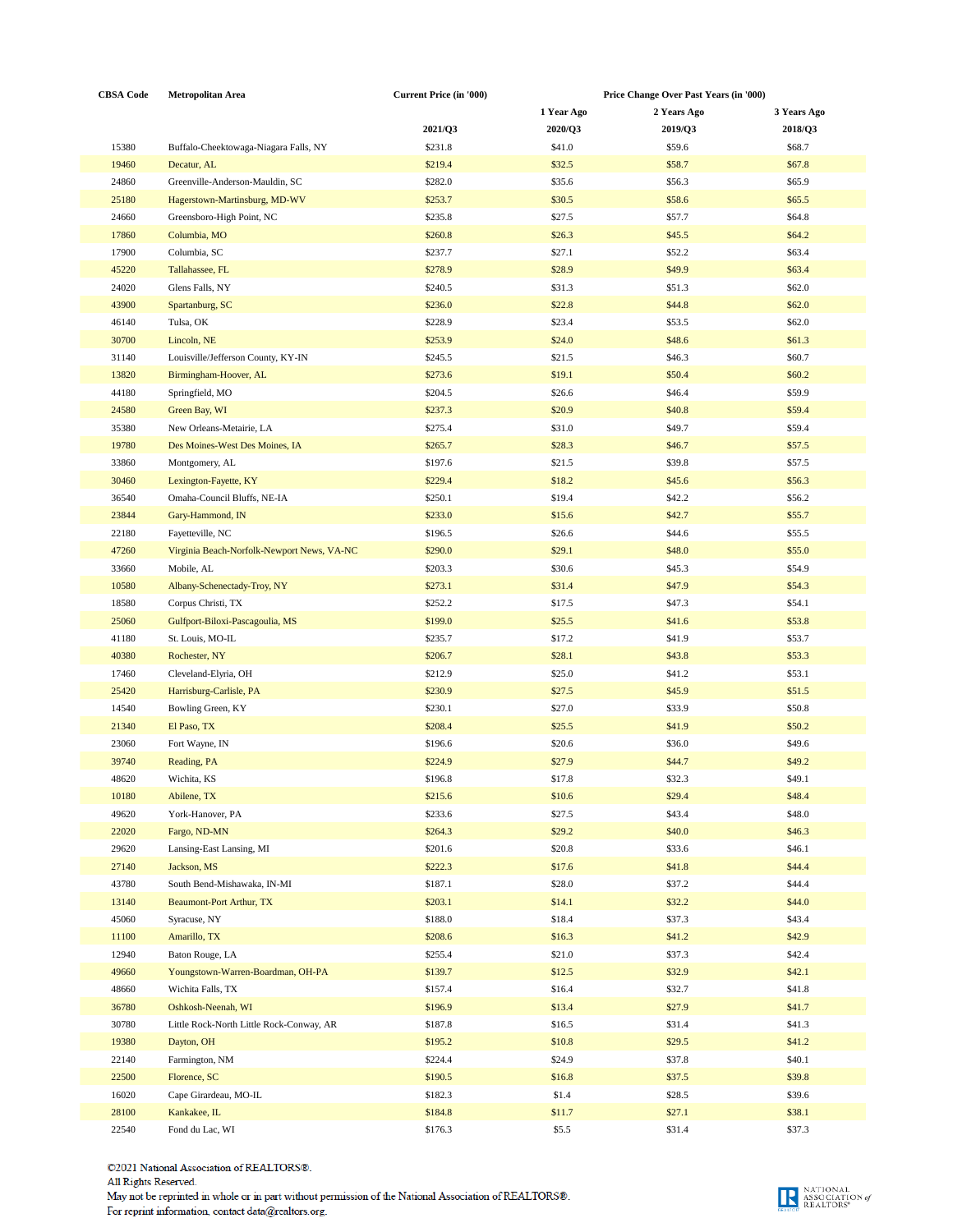| CBSA Code | Metropolitan Area | Current Price (in '000) | Price Change Over Past Years (in '000) | | |
|---|---|---|---|---|---|
| | | | 1 Year Ago | 2 Years Ago | 3 Years Ago |
| | | 2021/Q3 | 2020/Q3 | 2019/Q3 | 2018/Q3 |
| 15380 | Buffalo-Cheektowaga-Niagara Falls, NY | $231.8 | $41.0 | $59.6 | $68.7 |
| 19460 | Decatur, AL | $219.4 | $32.5 | $58.7 | $67.8 |
| 24860 | Greenville-Anderson-Mauldin, SC | $282.0 | $35.6 | $56.3 | $65.9 |
| 25180 | Hagerstown-Martinsburg, MD-WV | $253.7 | $30.5 | $58.6 | $65.5 |
| 24660 | Greensboro-High Point, NC | $235.8 | $27.5 | $57.7 | $64.8 |
| 17860 | Columbia, MO | $260.8 | $26.3 | $45.5 | $64.2 |
| 17900 | Columbia, SC | $237.7 | $27.1 | $52.2 | $63.4 |
| 45220 | Tallahassee, FL | $278.9 | $28.9 | $49.9 | $63.4 |
| 24020 | Glens Falls, NY | $240.5 | $31.3 | $51.3 | $62.0 |
| 43900 | Spartanburg, SC | $236.0 | $22.8 | $44.8 | $62.0 |
| 46140 | Tulsa, OK | $228.9 | $23.4 | $53.5 | $62.0 |
| 30700 | Lincoln, NE | $253.9 | $24.0 | $48.6 | $61.3 |
| 31140 | Louisville/Jefferson County, KY-IN | $245.5 | $21.5 | $46.3 | $60.7 |
| 13820 | Birmingham-Hoover, AL | $273.6 | $19.1 | $50.4 | $60.2 |
| 44180 | Springfield, MO | $204.5 | $26.6 | $46.4 | $59.9 |
| 24580 | Green Bay, WI | $237.3 | $20.9 | $40.8 | $59.4 |
| 35380 | New Orleans-Metairie, LA | $275.4 | $31.0 | $49.7 | $59.4 |
| 19780 | Des Moines-West Des Moines, IA | $265.7 | $28.3 | $46.7 | $57.5 |
| 33860 | Montgomery, AL | $197.6 | $21.5 | $39.8 | $57.5 |
| 30460 | Lexington-Fayette, KY | $229.4 | $18.2 | $45.6 | $56.3 |
| 36540 | Omaha-Council Bluffs, NE-IA | $250.1 | $19.4 | $42.2 | $56.2 |
| 23844 | Gary-Hammond, IN | $233.0 | $15.6 | $42.7 | $55.7 |
| 22180 | Fayetteville, NC | $196.5 | $26.6 | $44.6 | $55.5 |
| 47260 | Virginia Beach-Norfolk-Newport News, VA-NC | $290.0 | $29.1 | $48.0 | $55.0 |
| 33660 | Mobile, AL | $203.3 | $30.6 | $45.3 | $54.9 |
| 10580 | Albany-Schenectady-Troy, NY | $273.1 | $31.4 | $47.9 | $54.3 |
| 18580 | Corpus Christi, TX | $252.2 | $17.5 | $47.3 | $54.1 |
| 25060 | Gulfport-Biloxi-Pascagoulia, MS | $199.0 | $25.5 | $41.6 | $53.8 |
| 41180 | St. Louis, MO-IL | $235.7 | $17.2 | $41.9 | $53.7 |
| 40380 | Rochester, NY | $206.7 | $28.1 | $43.8 | $53.3 |
| 17460 | Cleveland-Elyria, OH | $212.9 | $25.0 | $41.2 | $53.1 |
| 25420 | Harrisburg-Carlisle, PA | $230.9 | $27.5 | $45.9 | $51.5 |
| 14540 | Bowling Green, KY | $230.1 | $27.0 | $33.9 | $50.8 |
| 21340 | El Paso, TX | $208.4 | $25.5 | $41.9 | $50.2 |
| 23060 | Fort Wayne, IN | $196.6 | $20.6 | $36.0 | $49.6 |
| 39740 | Reading, PA | $224.9 | $27.9 | $44.7 | $49.2 |
| 48620 | Wichita, KS | $196.8 | $17.8 | $32.3 | $49.1 |
| 10180 | Abilene, TX | $215.6 | $10.6 | $29.4 | $48.4 |
| 49620 | York-Hanover, PA | $233.6 | $27.5 | $43.4 | $48.0 |
| 22020 | Fargo, ND-MN | $264.3 | $29.2 | $40.0 | $46.3 |
| 29620 | Lansing-East Lansing, MI | $201.6 | $20.8 | $33.6 | $46.1 |
| 27140 | Jackson, MS | $222.3 | $17.6 | $41.8 | $44.4 |
| 43780 | South Bend-Mishawaka, IN-MI | $187.1 | $28.0 | $37.2 | $44.4 |
| 13140 | Beaumont-Port Arthur, TX | $203.1 | $14.1 | $32.2 | $44.0 |
| 45060 | Syracuse, NY | $188.0 | $18.4 | $37.3 | $43.4 |
| 11100 | Amarillo, TX | $208.6 | $16.3 | $41.2 | $42.9 |
| 12940 | Baton Rouge, LA | $255.4 | $21.0 | $37.3 | $42.4 |
| 49660 | Youngstown-Warren-Boardman, OH-PA | $139.7 | $12.5 | $32.9 | $42.1 |
| 48660 | Wichita Falls, TX | $157.4 | $16.4 | $32.7 | $41.8 |
| 36780 | Oshkosh-Neenah, WI | $196.9 | $13.4 | $27.9 | $41.7 |
| 30780 | Little Rock-North Little Rock-Conway, AR | $187.8 | $16.5 | $31.4 | $41.3 |
| 19380 | Dayton, OH | $195.2 | $10.8 | $29.5 | $41.2 |
| 22140 | Farmington, NM | $224.4 | $24.9 | $37.8 | $40.1 |
| 22500 | Florence, SC | $190.5 | $16.8 | $37.5 | $39.8 |
| 16020 | Cape Girardeau, MO-IL | $182.3 | $1.4 | $28.5 | $39.6 |
| 28100 | Kankakee, IL | $184.8 | $11.7 | $27.1 | $38.1 |
| 22540 | Fond du Lac, WI | $176.3 | $5.5 | $31.4 | $37.3 |

©2021 National Association of REALTORS®.
All Rights Reserved.
May not be reprinted in whole or in part without permission of the National Association of REALTORS®.
For reprint information, contact data@realtors.org.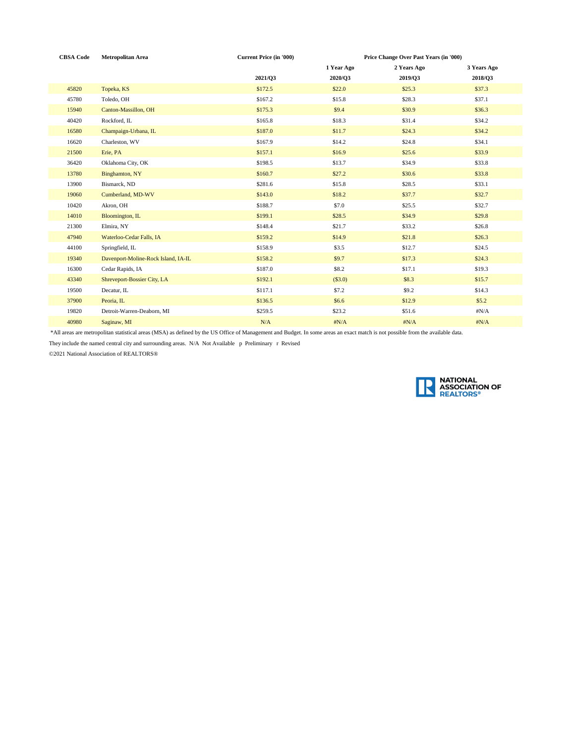| CBSA Code | Metropolitan Area | Current Price (in '000) | Price Change Over Past Years (in '000) | | |
|---|---|---|---|---|---|
| | | | 1 Year Ago | 2 Years Ago | 3 Years Ago |
| | | 2021/Q3 | 2020/Q3 | 2019/Q3 | 2018/Q3 |
| 45820 | Topeka, KS | $172.5 | $22.0 | $25.3 | $37.3 |
| 45780 | Toledo, OH | $167.2 | $15.8 | $28.3 | $37.1 |
| 15940 | Canton-Massillon, OH | $175.3 | $9.4 | $30.9 | $36.3 |
| 40420 | Rockford, IL | $165.8 | $18.3 | $31.4 | $34.2 |
| 16580 | Champaign-Urbana, IL | $187.0 | $11.7 | $24.3 | $34.2 |
| 16620 | Charleston, WV | $167.9 | $14.2 | $24.8 | $34.1 |
| 21500 | Erie, PA | $157.1 | $16.9 | $25.6 | $33.9 |
| 36420 | Oklahoma City, OK | $198.5 | $13.7 | $34.9 | $33.8 |
| 13780 | Binghamton, NY | $160.7 | $27.2 | $30.6 | $33.8 |
| 13900 | Bismarck, ND | $281.6 | $15.8 | $28.5 | $33.1 |
| 19060 | Cumberland, MD-WV | $143.0 | $18.2 | $37.7 | $32.7 |
| 10420 | Akron, OH | $188.7 | $7.0 | $25.5 | $32.7 |
| 14010 | Bloomington, IL | $199.1 | $28.5 | $34.9 | $29.8 |
| 21300 | Elmira, NY | $148.4 | $21.7 | $33.2 | $26.8 |
| 47940 | Waterloo-Cedar Falls, IA | $159.2 | $14.9 | $21.8 | $26.3 |
| 44100 | Springfield, IL | $158.9 | $3.5 | $12.7 | $24.5 |
| 19340 | Davenport-Moline-Rock Island, IA-IL | $158.2 | $9.7 | $17.3 | $24.3 |
| 16300 | Cedar Rapids, IA | $187.0 | $8.2 | $17.1 | $19.3 |
| 43340 | Shreveport-Bossier City, LA | $192.1 | ($3.0) | $8.3 | $15.7 |
| 19500 | Decatur, IL | $117.1 | $7.2 | $9.2 | $14.3 |
| 37900 | Peoria, IL | $136.5 | $6.6 | $12.9 | $5.2 |
| 19820 | Detroit-Warren-Deaborn, MI | $259.5 | $23.2 | $51.6 | #N/A |
| 40980 | Saginaw, MI | N/A | #N/A | #N/A | #N/A |

*All areas are metropolitan statistical areas (MSA) as defined by the US Office of Management and Budget. In some areas an exact match is not possible from the available data.

They include the named central city and surrounding areas. N/A Not Available p Preliminary r Revised

©2021 National Association of REALTORS®

NATIONAL ASSOCIATION OF REALTORS®